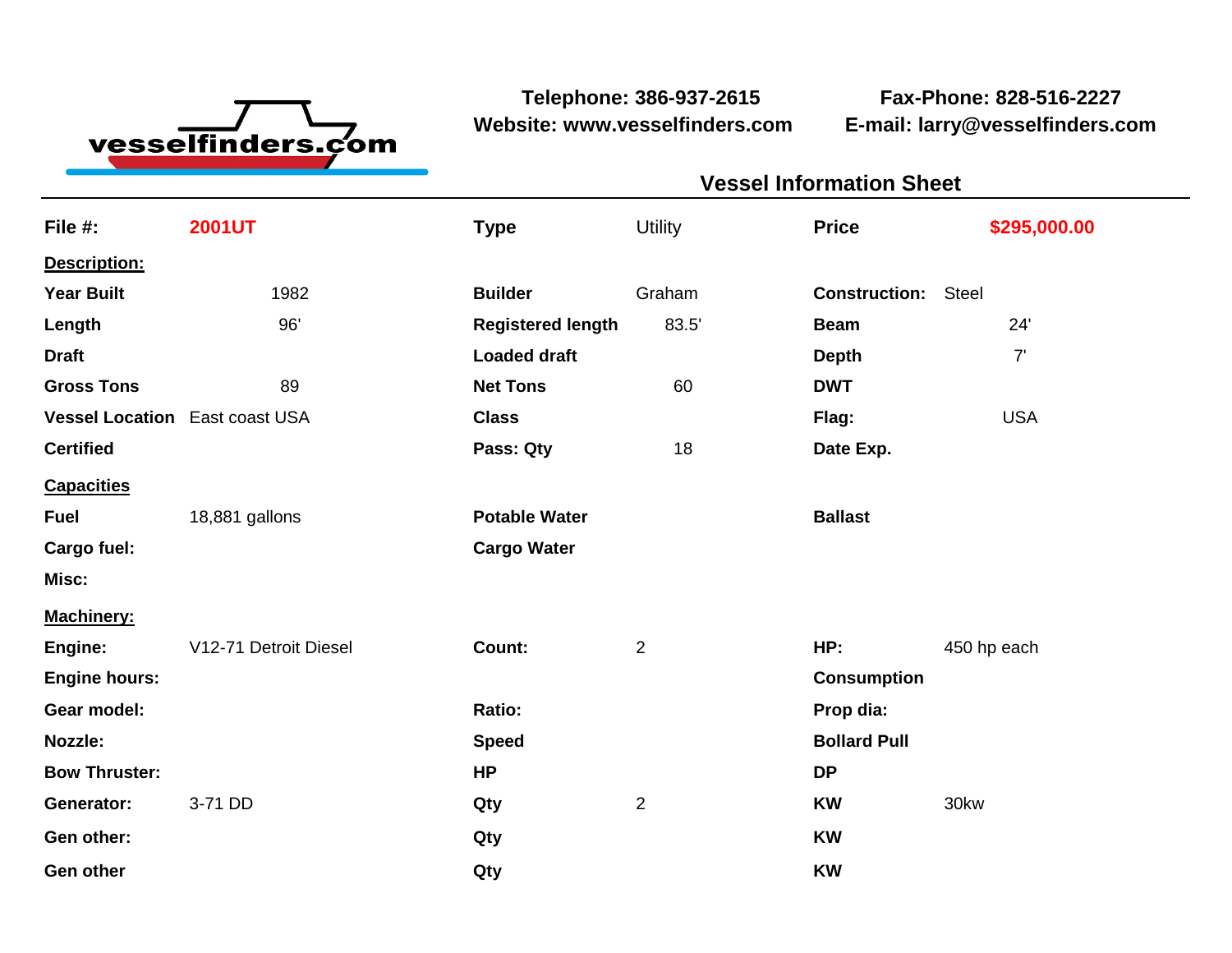vesselfinders.com

**Telephone: 386-937-2615**
**Website: www.vesselfinders.com**

**Fax-Phone: 828-516-2227**
**E-mail: larry@vesselfinders.com**

## Vessel Information Sheet

| | | | | | |
|---|---|---|---|---|---|
| **File #:** | **2001UT** | **Type** | Utility | **Price** | **$295,000.00** |

**Description:**

| | | | | | |
|---|---|---|---|---|---|
| **Year Built** | 1982 | **Builder** | Graham | **Construction:** | Steel |
| **Length** | 96' | **Registered length** | 83.5' | **Beam** | 24' |
| **Draft** | | **Loaded draft** | | **Depth** | 7' |
| **Gross Tons** | 89 | **Net Tons** | 60 | **DWT** | |
| **Vessel Location** | East coast USA | **Class** | | **Flag:** | USA |
| **Certified** | | **Pass: Qty** | 18 | **Date Exp.** | |

**Capacities**

| | | | | | |
|---|---|---|---|---|---|
| **Fuel** | 18,881 gallons | **Potable Water** | | **Ballast** | |
| **Cargo fuel:** | | **Cargo Water** | | | |
| **Misc:** | | | | | |

**Machinery:**

| | | | | | |
|---|---|---|---|---|---|
| **Engine:** | V12-71 Detroit Diesel | **Count:** | 2 | **HP:** | 450 hp each |
| **Engine hours:** | | | | **Consumption** | |
| **Gear model:** | | **Ratio:** | | **Prop dia:** | |
| **Nozzle:** | | **Speed** | | **Bollard Pull** | |
| **Bow Thruster:** | | **HP** | | **DP** | |
| **Generator:** | 3-71 DD | **Qty** | 2 | **KW** | 30kw |
| **Gen other:** | | **Qty** | | **KW** | |
| **Gen other** | | **Qty** | | **KW** | |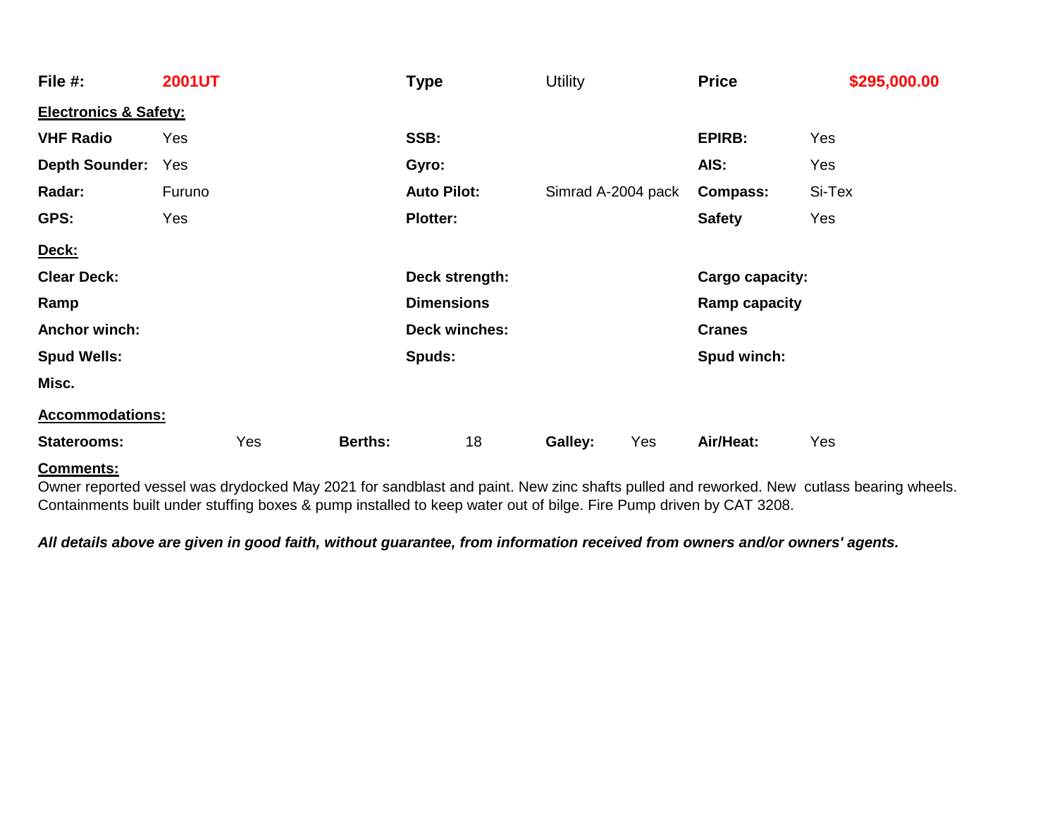| | | | | | |
|---|---|---|---|---|---|
| **File #:** | **2001UT** | **Type** | Utility | **Price** | **$295,000.00** |

**Electronics & Safety:**

| | | | | | |
|---|---|---|---|---|---|
| **VHF Radio** | Yes | **SSB:** | | **EPIRB:** | Yes |
| **Depth Sounder:** | Yes | **Gyro:** | | **AIS:** | Yes |
| **Radar:** | Furuno | **Auto Pilot:** | Simrad A-2004 pack | **Compass:** | Si-Tex |
| **GPS:** | Yes | **Plotter:** | | **Safety** | Yes |

**Deck:**

| | | | | | |
|---|---|---|---|---|---|
| **Clear Deck:** | | **Deck strength:** | | **Cargo capacity:** | |
| **Ramp** | | **Dimensions** | | **Ramp capacity** | |
| **Anchor winch:** | | **Deck winches:** | | **Cranes** | |
| **Spud Wells:** | | **Spuds:** | | **Spud winch:** | |
| **Misc.** | | | | | |

**Accommodations:**

| | | | | | | | |
|---|---|---|---|---|---|---|---|
| **Staterooms:** | Yes | **Berths:** | 18 | **Galley:** | Yes | **Air/Heat:** | Yes |

**Comments:**

Owner reported vessel was drydocked May 2021 for sandblast and paint. New zinc shafts pulled and reworked. New cutlass bearing wheels. Containments built under stuffing boxes & pump installed to keep water out of bilge. Fire Pump driven by CAT 3208.

***All details above are given in good faith, without guarantee, from information received from owners and/or owners' agents.***